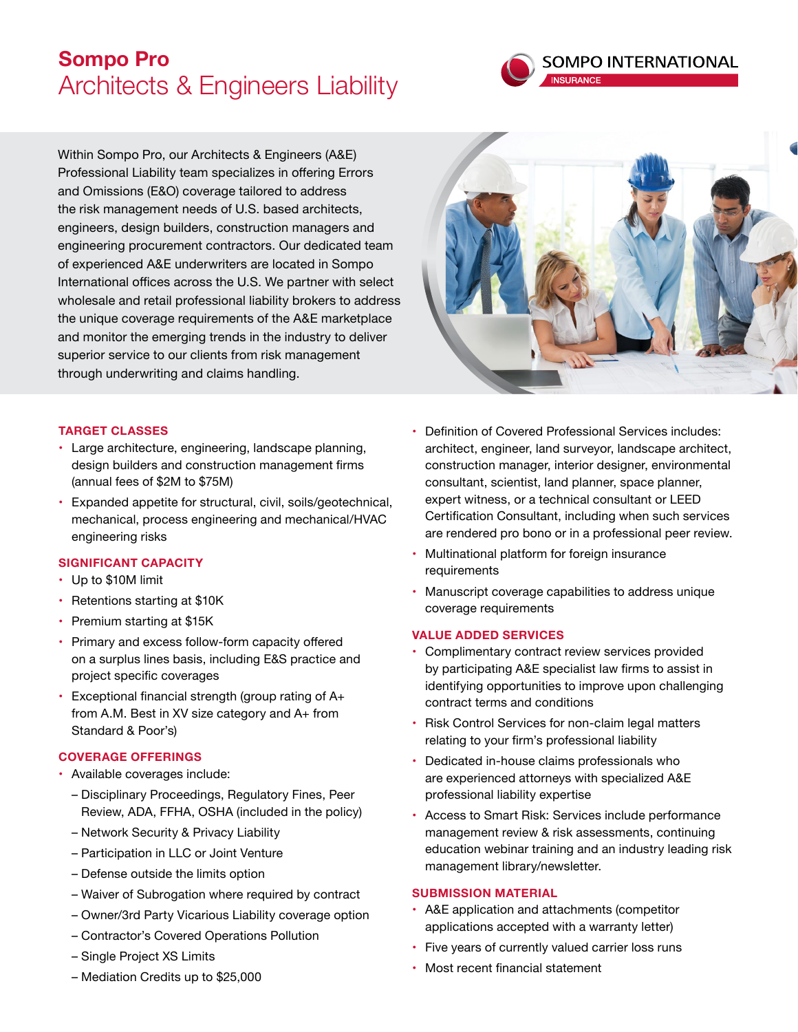# Sompo Pro

## Architects & Engineers Liability

SOMPO INTERNATIONAL
INSURANCE

Within Sompo Pro, our Architects & Engineers (A&E) Professional Liability team specializes in offering Errors and Omissions (E&O) coverage tailored to address the risk management needs of U.S. based architects, engineers, design builders, construction managers and engineering procurement contractors. Our dedicated team of experienced A&E underwriters are located in Sompo International offices across the U.S. We partner with select wholesale and retail professional liability brokers to address the unique coverage requirements of the A&E marketplace and monitor the emerging trends in the industry to deliver superior service to our clients from risk management through underwriting and claims handling.

### TARGET CLASSES

- Large architecture, engineering, landscape planning, design builders and construction management firms (annual fees of $2M to $75M)
- Expanded appetite for structural, civil, soils/geotechnical, mechanical, process engineering and mechanical/HVAC engineering risks

### SIGNIFICANT CAPACITY

- Up to $10M limit
- Retentions starting at $10K
- Premium starting at $15K
- Primary and excess follow-form capacity offered on a surplus lines basis, including E&S practice and project specific coverages
- Exceptional financial strength (group rating of A+ from A.M. Best in XV size category and A+ from Standard & Poor's)

### COVERAGE OFFERINGS

- Available coverages include:
  - Disciplinary Proceedings, Regulatory Fines, Peer Review, ADA, FFHA, OSHA (included in the policy)
  - Network Security & Privacy Liability
  - Participation in LLC or Joint Venture
  - Defense outside the limits option
  - Waiver of Subrogation where required by contract
  - Owner/3rd Party Vicarious Liability coverage option
  - Contractor's Covered Operations Pollution
  - Single Project XS Limits
  - Mediation Credits up to $25,000
- Definition of Covered Professional Services includes: architect, engineer, land surveyor, landscape architect, construction manager, interior designer, environmental consultant, scientist, land planner, space planner, expert witness, or a technical consultant or LEED Certification Consultant, including when such services are rendered pro bono or in a professional peer review.
- Multinational platform for foreign insurance requirements
- Manuscript coverage capabilities to address unique coverage requirements

### VALUE ADDED SERVICES

- Complimentary contract review services provided by participating A&E specialist law firms to assist in identifying opportunities to improve upon challenging contract terms and conditions
- Risk Control Services for non-claim legal matters relating to your firm's professional liability
- Dedicated in-house claims professionals who are experienced attorneys with specialized A&E professional liability expertise
- Access to Smart Risk: Services include performance management review & risk assessments, continuing education webinar training and an industry leading risk management library/newsletter.

### SUBMISSION MATERIAL

- A&E application and attachments (competitor applications accepted with a warranty letter)
- Five years of currently valued carrier loss runs
- Most recent financial statement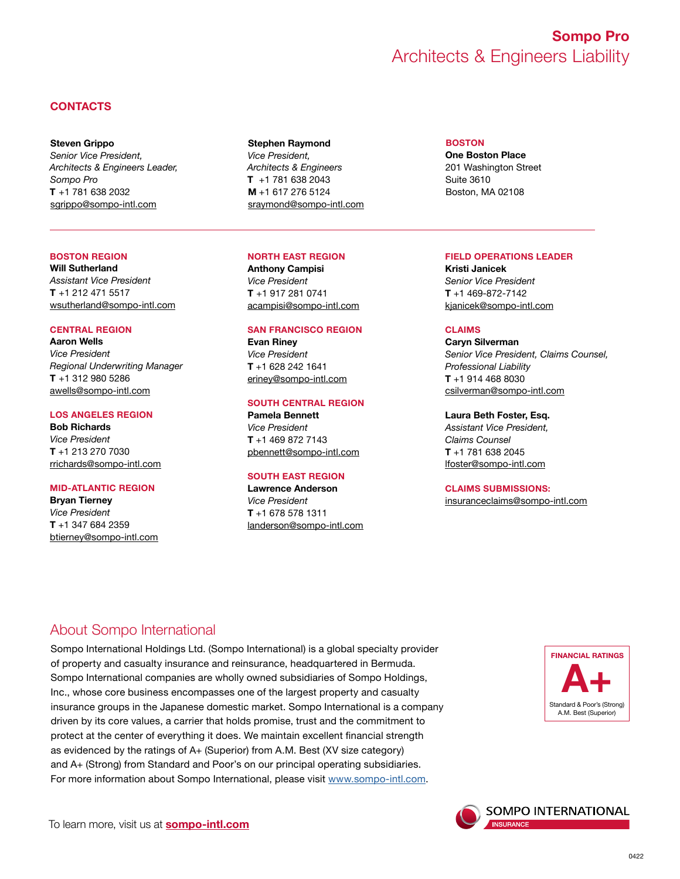# Sompo Pro
## Architects & Engineers Liability

## CONTACTS

**Steven Grippo**
*Senior Vice President,*
*Architects & Engineers Leader,*
*Sompo Pro*
**T** +1 781 638 2032
sgrippo@sompo-intl.com

**Stephen Raymond**
*Vice President,*
*Architects & Engineers*
**T** +1 781 638 2043
**M** +1 617 276 5124
sraymond@sompo-intl.com

**BOSTON**
**One Boston Place**
201 Washington Street
Suite 3610
Boston, MA 02108

---

**BOSTON REGION**
**Will Sutherland**
*Assistant Vice President*
**T** +1 212 471 5517
wsutherland@sompo-intl.com

**CENTRAL REGION**
**Aaron Wells**
*Vice President*
*Regional Underwriting Manager*
**T** +1 312 980 5286
awells@sompo-intl.com

**LOS ANGELES REGION**
**Bob Richards**
*Vice President*
**T** +1 213 270 7030
rrichards@sompo-intl.com

**MID-ATLANTIC REGION**
**Bryan Tierney**
*Vice President*
**T** +1 347 684 2359
btierney@sompo-intl.com

**NORTH EAST REGION**
**Anthony Campisi**
*Vice President*
**T** +1 917 281 0741
acampisi@sompo-intl.com

**SAN FRANCISCO REGION**
**Evan Riney**
*Vice President*
**T** +1 628 242 1641
eriney@sompo-intl.com

**SOUTH CENTRAL REGION**
**Pamela Bennett**
*Vice President*
**T** +1 469 872 7143
pbennett@sompo-intl.com

**SOUTH EAST REGION**
**Lawrence Anderson**
*Vice President*
**T** +1 678 578 1311
landerson@sompo-intl.com

**FIELD OPERATIONS LEADER**
**Kristi Janicek**
*Senior Vice President*
**T** +1 469-872-7142
kjanicek@sompo-intl.com

**CLAIMS**
**Caryn Silverman**
*Senior Vice President, Claims Counsel,*
*Professional Liability*
**T** +1 914 468 8030
csilverman@sompo-intl.com

**Laura Beth Foster, Esq.**
*Assistant Vice President,*
*Claims Counsel*
**T** +1 781 638 2045
lfoster@sompo-intl.com

**CLAIMS SUBMISSIONS:**
insuranceclaims@sompo-intl.com

## About Sompo International

Sompo International Holdings Ltd. (Sompo International) is a global specialty provider of property and casualty insurance and reinsurance, headquartered in Bermuda. Sompo International companies are wholly owned subsidiaries of Sompo Holdings, Inc., whose core business encompasses one of the largest property and casualty insurance groups in the Japanese domestic market. Sompo International is a company driven by its core values, a carrier that holds promise, trust and the commitment to protect at the center of everything it does. We maintain excellent financial strength as evidenced by the ratings of A+ (Superior) from A.M. Best (XV size category) and A+ (Strong) from Standard and Poor's on our principal operating subsidiaries. For more information about Sompo International, please visit www.sompo-intl.com.

**FINANCIAL RATINGS**
**A+**
Standard & Poor's (Strong)
A.M. Best (Superior)

To learn more, visit us at **sompo-intl.com**

SOMPO INTERNATIONAL
INSURANCE

0422